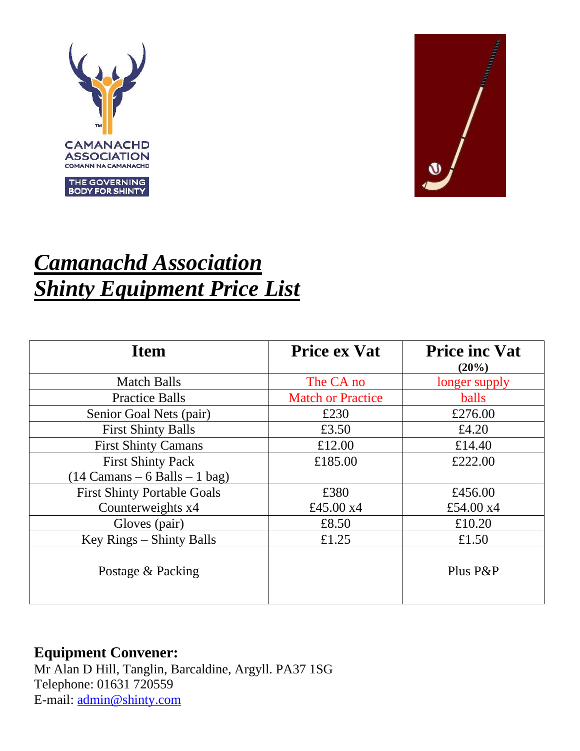# ***Camanachd Association***
# ***Shinty Equipment Price List***

| Item | Price ex Vat | Price inc Vat (20%) |
|---|---|---|
| Match Balls | The CA no | longer supply |
| Practice Balls | Match or Practice | balls |
| Senior Goal Nets (pair) | £230 | £276.00 |
| First Shinty Balls | £3.50 | £4.20 |
| First Shinty Camans | £12.00 | £14.40 |
| First Shinty Pack (14 Camans – 6 Balls – 1 bag) | £185.00 | £222.00 |
| First Shinty Portable Goals Counterweights x4 | £380 £45.00 x4 | £456.00 £54.00 x4 |
| Gloves (pair) | £8.50 | £10.20 |
| Key Rings – Shinty Balls | £1.25 | £1.50 |
| | | |
| Postage & Packing | | Plus P&P |

**Equipment Convener:**
Mr Alan D Hill, Tanglin, Barcaldine, Argyll. PA37 1SG
Telephone: 01631 720559
E-mail: admin@shinty.com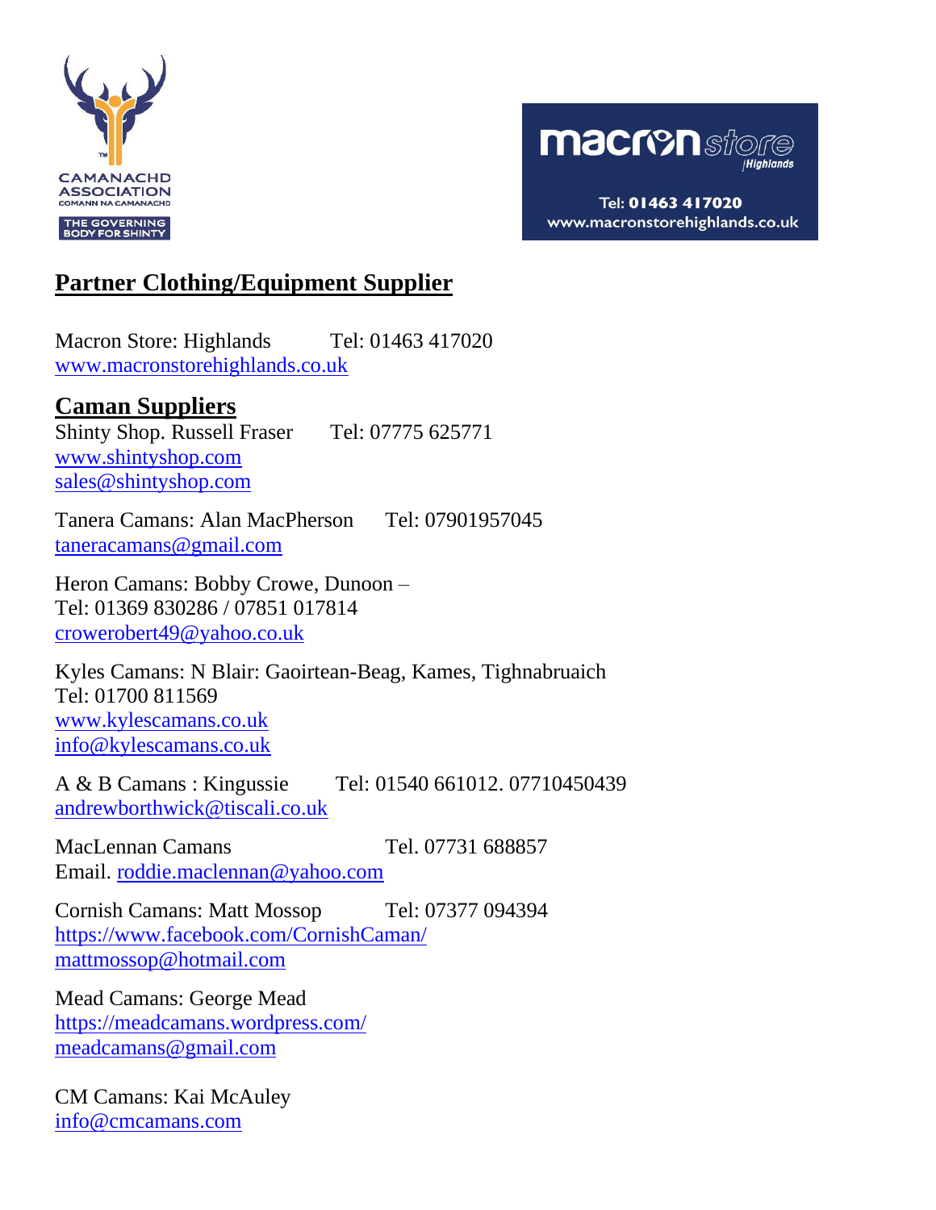## Partner Clothing/Equipment Supplier

Macron Store: Highlands Tel: 01463 417020
www.macronstorehighlands.co.uk

## Caman Suppliers

Shinty Shop. Russell Fraser Tel: 07775 625771
www.shintyshop.com
sales@shintyshop.com

Tanera Camans: Alan MacPherson Tel: 07901957045
taneracamans@gmail.com

Heron Camans: Bobby Crowe, Dunoon –
Tel: 01369 830286 / 07851 017814
crowerobert49@yahoo.co.uk

Kyles Camans: N Blair: Gaoirtean-Beag, Kames, Tighnabruaich
Tel: 01700 811569
www.kylescamans.co.uk
info@kylescamans.co.uk

A & B Camans : Kingussie Tel: 01540 661012. 07710450439
andrewborthwick@tiscali.co.uk

MacLennan Camans Tel. 07731 688857
Email. roddie.maclennan@yahoo.com

Cornish Camans: Matt Mossop Tel: 07377 094394
https://www.facebook.com/CornishCaman/
mattmossop@hotmail.com

Mead Camans: George Mead
https://meadcamans.wordpress.com/
meadcamans@gmail.com

CM Camans: Kai McAuley
info@cmcamans.com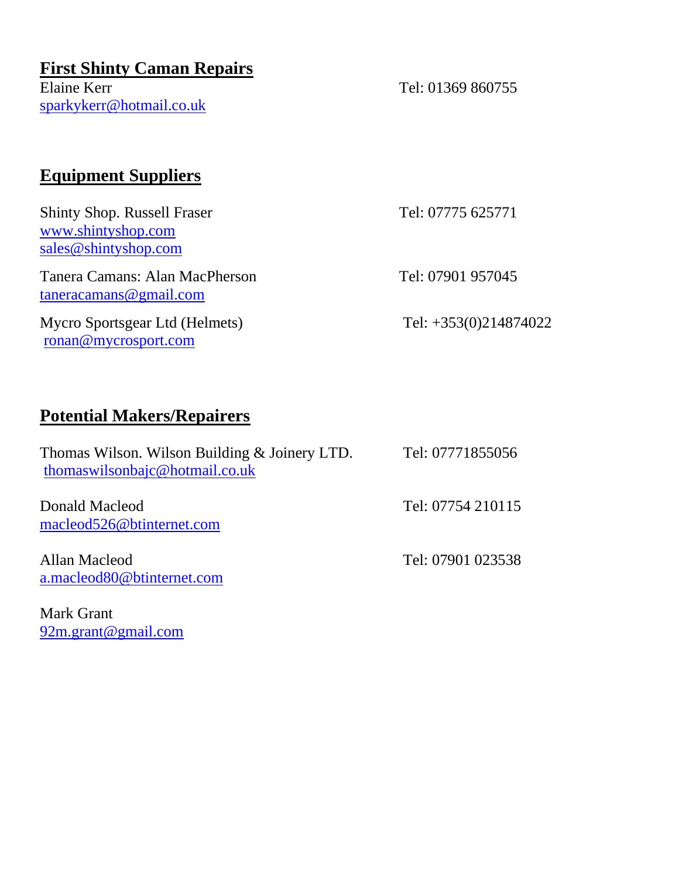## First Shinty Caman Repairs

Elaine Kerr Tel: 01369 860755
sparkykerr@hotmail.co.uk

## Equipment Suppliers

Shinty Shop. Russell Fraser Tel: 07775 625771
www.shintyshop.com
sales@shintyshop.com

Tanera Camans: Alan MacPherson Tel: 07901 957045
taneracamans@gmail.com

Mycro Sportsgear Ltd (Helmets) Tel: +353(0)214874022
ronan@mycrosport.com

## Potential Makers/Repairers

Thomas Wilson. Wilson Building & Joinery LTD. Tel: 07771855056
thomaswilsonbajc@hotmail.co.uk

Donald Macleod Tel: 07754 210115
macleod526@btinternet.com

Allan Macleod Tel: 07901 023538
a.macleod80@btinternet.com

Mark Grant
92m.grant@gmail.com